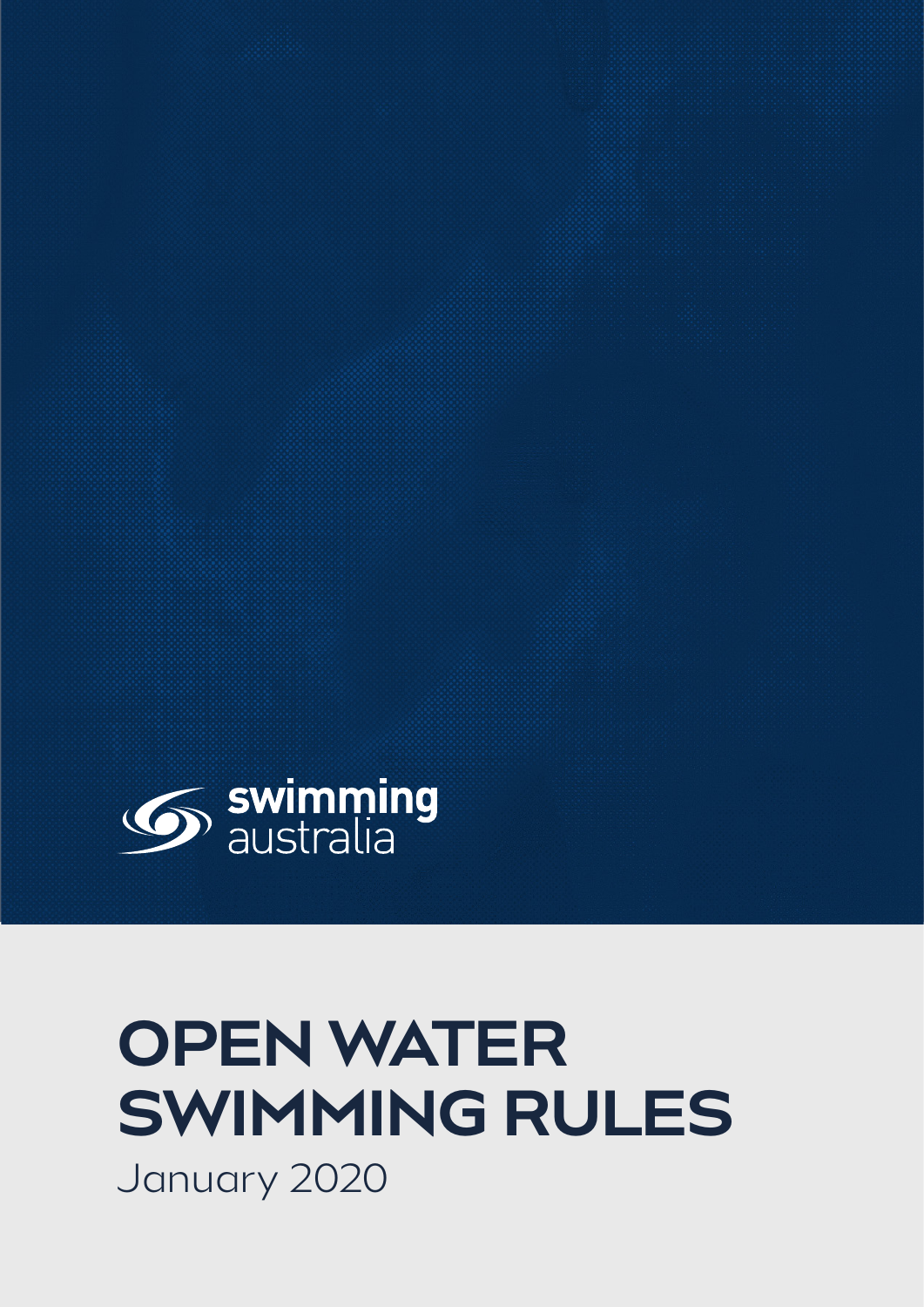swimming australia

# OPEN WATER SWIMMING RULES

January 2020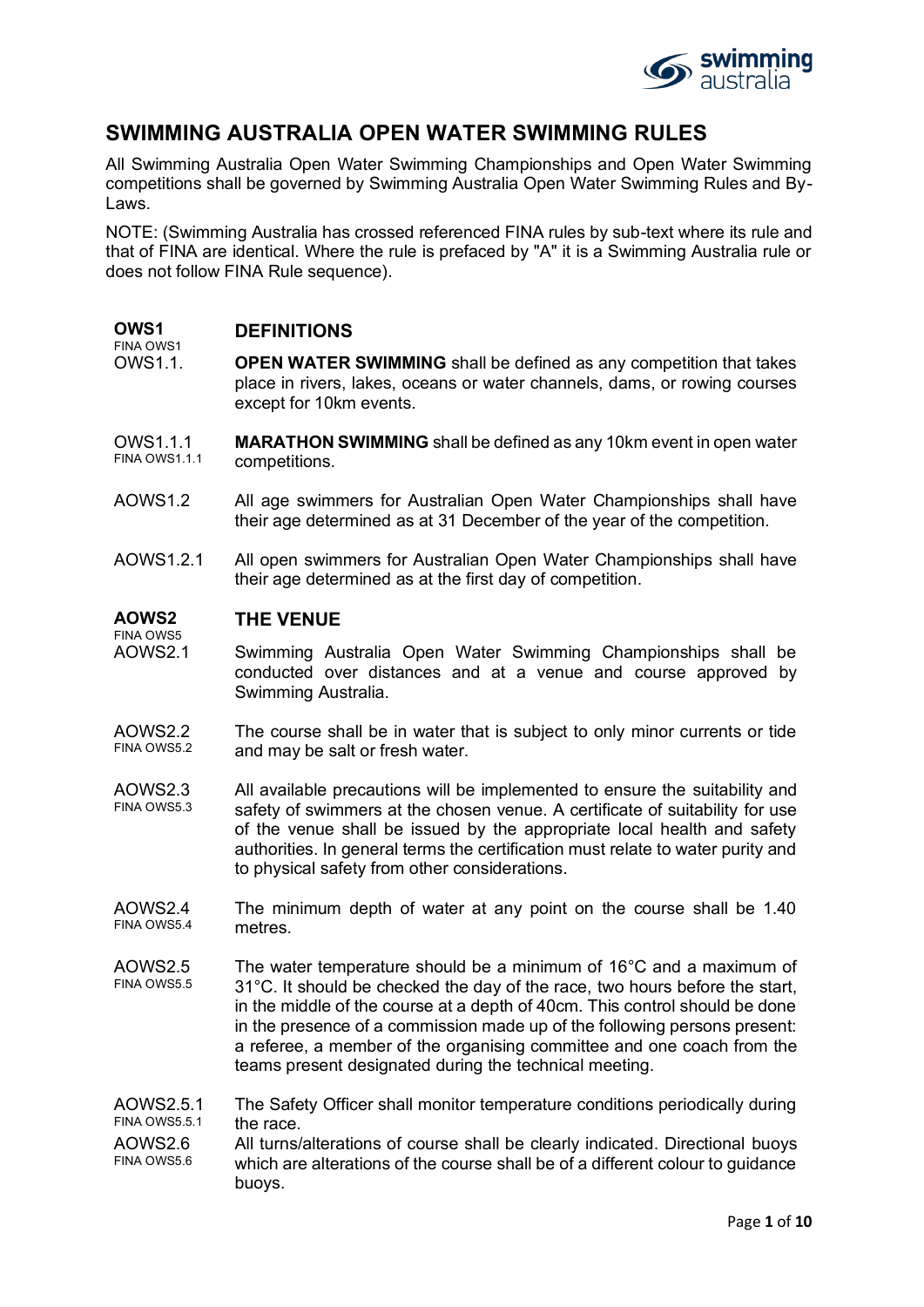## SWIMMING AUSTRALIA OPEN WATER SWIMMING RULES

All Swimming Australia Open Water Swimming Championships and Open Water Swimming competitions shall be governed by Swimming Australia Open Water Swimming Rules and By-Laws.

NOTE: (Swimming Australia has crossed referenced FINA rules by sub-text where its rule and that of FINA are identical. Where the rule is prefaced by "A" it is a Swimming Australia rule or does not follow FINA Rule sequence).

### OWS1 DEFINITIONS
FINA OWS1

**OWS1.1.** **OPEN WATER SWIMMING** shall be defined as any competition that takes place in rivers, lakes, oceans or water channels, dams, or rowing courses except for 10km events.

**OWS1.1.1** (FINA OWS1.1.1) **MARATHON SWIMMING** shall be defined as any 10km event in open water competitions.

**AOWS1.2** All age swimmers for Australian Open Water Championships shall have their age determined as at 31 December of the year of the competition.

**AOWS1.2.1** All open swimmers for Australian Open Water Championships shall have their age determined as at the first day of competition.

### AOWS2 THE VENUE
FINA OWS5

**AOWS2.1** Swimming Australia Open Water Swimming Championships shall be conducted over distances and at a venue and course approved by Swimming Australia.

**AOWS2.2** (FINA OWS5.2) The course shall be in water that is subject to only minor currents or tide and may be salt or fresh water.

**AOWS2.3** (FINA OWS5.3) All available precautions will be implemented to ensure the suitability and safety of swimmers at the chosen venue. A certificate of suitability for use of the venue shall be issued by the appropriate local health and safety authorities. In general terms the certification must relate to water purity and to physical safety from other considerations.

**AOWS2.4** (FINA OWS5.4) The minimum depth of water at any point on the course shall be 1.40 metres.

**AOWS2.5** (FINA OWS5.5) The water temperature should be a minimum of 16°C and a maximum of 31°C. It should be checked the day of the race, two hours before the start, in the middle of the course at a depth of 40cm. This control should be done in the presence of a commission made up of the following persons present: a referee, a member of the organising committee and one coach from the teams present designated during the technical meeting.

**AOWS2.5.1** (FINA OWS5.5.1) The Safety Officer shall monitor temperature conditions periodically during the race.

**AOWS2.6** (FINA OWS5.6) All turns/alterations of course shall be clearly indicated. Directional buoys which are alterations of the course shall be of a different colour to guidance buoys.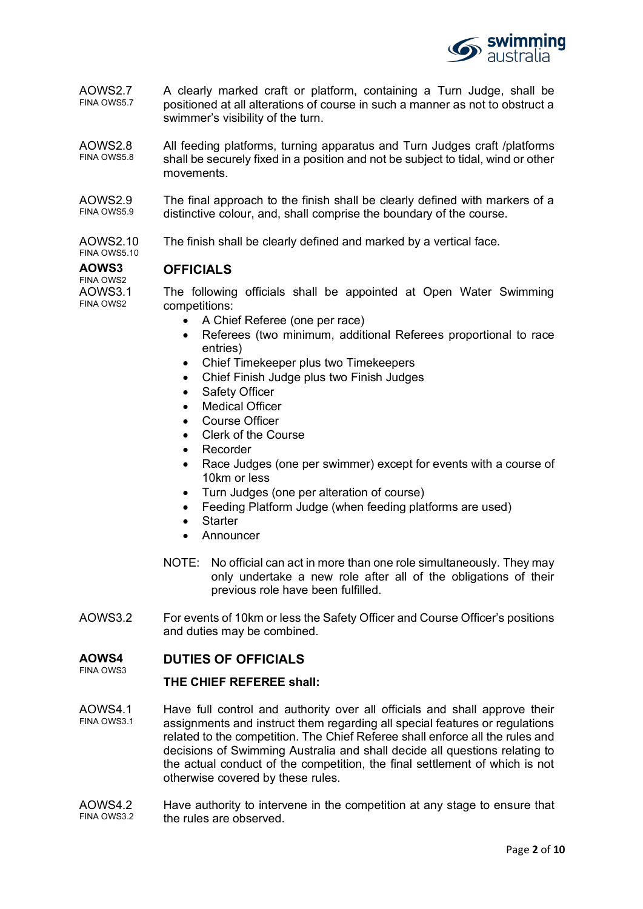AOWS2.7
FINA OWS5.7

A clearly marked craft or platform, containing a Turn Judge, shall be positioned at all alterations of course in such a manner as not to obstruct a swimmer's visibility of the turn.

AOWS2.8
FINA OWS5.8

All feeding platforms, turning apparatus and Turn Judges craft /platforms shall be securely fixed in a position and not be subject to tidal, wind or other movements.

AOWS2.9
FINA OWS5.9

The final approach to the finish shall be clearly defined with markers of a distinctive colour, and, shall comprise the boundary of the course.

AOWS2.10
FINA OWS5.10

The finish shall be clearly defined and marked by a vertical face.

## AOWS3 OFFICIALS

FINA OWS2

AOWS3.1
FINA OWS2

The following officials shall be appointed at Open Water Swimming competitions:

- A Chief Referee (one per race)
- Referees (two minimum, additional Referees proportional to race entries)
- Chief Timekeeper plus two Timekeepers
- Chief Finish Judge plus two Finish Judges
- Safety Officer
- Medical Officer
- Course Officer
- Clerk of the Course
- Recorder
- Race Judges (one per swimmer) except for events with a course of 10km or less
- Turn Judges (one per alteration of course)
- Feeding Platform Judge (when feeding platforms are used)
- Starter
- Announcer

NOTE: No official can act in more than one role simultaneously. They may only undertake a new role after all of the obligations of their previous role have been fulfilled.

AOWS3.2

For events of 10km or less the Safety Officer and Course Officer's positions and duties may be combined.

## AOWS4 DUTIES OF OFFICIALS

FINA OWS3

**THE CHIEF REFEREE shall:**

AOWS4.1
FINA OWS3.1

Have full control and authority over all officials and shall approve their assignments and instruct them regarding all special features or regulations related to the competition. The Chief Referee shall enforce all the rules and decisions of Swimming Australia and shall decide all questions relating to the actual conduct of the competition, the final settlement of which is not otherwise covered by these rules.

AOWS4.2
FINA OWS3.2

Have authority to intervene in the competition at any stage to ensure that the rules are observed.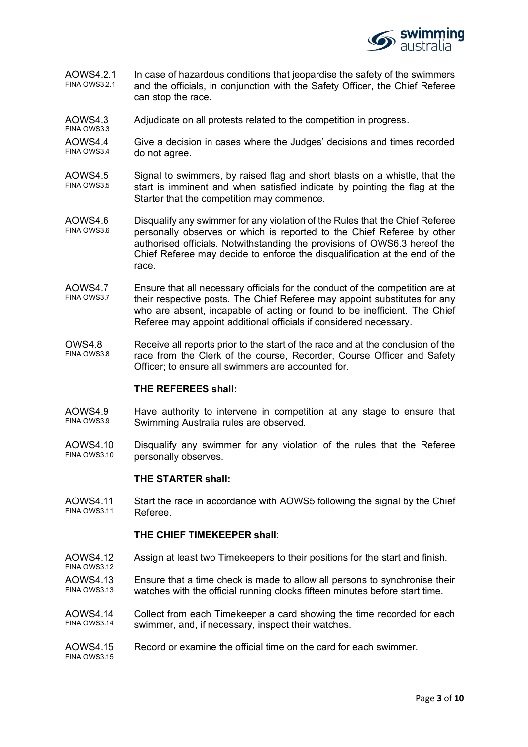AOWS4.2.1
FINA OWS3.2.1
In case of hazardous conditions that jeopardise the safety of the swimmers and the officials, in conjunction with the Safety Officer, the Chief Referee can stop the race.

AOWS4.3
FINA OWS3.3
Adjudicate on all protests related to the competition in progress.

AOWS4.4
FINA OWS3.4
Give a decision in cases where the Judges' decisions and times recorded do not agree.

AOWS4.5
FINA OWS3.5
Signal to swimmers, by raised flag and short blasts on a whistle, that the start is imminent and when satisfied indicate by pointing the flag at the Starter that the competition may commence.

AOWS4.6
FINA OWS3.6
Disqualify any swimmer for any violation of the Rules that the Chief Referee personally observes or which is reported to the Chief Referee by other authorised officials. Notwithstanding the provisions of OWS6.3 hereof the Chief Referee may decide to enforce the disqualification at the end of the race.

AOWS4.7
FINA OWS3.7
Ensure that all necessary officials for the conduct of the competition are at their respective posts. The Chief Referee may appoint substitutes for any who are absent, incapable of acting or found to be inefficient. The Chief Referee may appoint additional officials if considered necessary.

OWS4.8
FINA OWS3.8
Receive all reports prior to the start of the race and at the conclusion of the race from the Clerk of the course, Recorder, Course Officer and Safety Officer; to ensure all swimmers are accounted for.

**THE REFEREES shall:**

AOWS4.9
FINA OWS3.9
Have authority to intervene in competition at any stage to ensure that Swimming Australia rules are observed.

AOWS4.10
FINA OWS3.10
Disqualify any swimmer for any violation of the rules that the Referee personally observes.

**THE STARTER shall:**

AOWS4.11
FINA OWS3.11
Start the race in accordance with AOWS5 following the signal by the Chief Referee.

**THE CHIEF TIMEKEEPER shall**:

AOWS4.12
FINA OWS3.12
Assign at least two Timekeepers to their positions for the start and finish.

AOWS4.13
FINA OWS3.13
Ensure that a time check is made to allow all persons to synchronise their watches with the official running clocks fifteen minutes before start time.

AOWS4.14
FINA OWS3.14
Collect from each Timekeeper a card showing the time recorded for each swimmer, and, if necessary, inspect their watches.

AOWS4.15
FINA OWS3.15
Record or examine the official time on the card for each swimmer.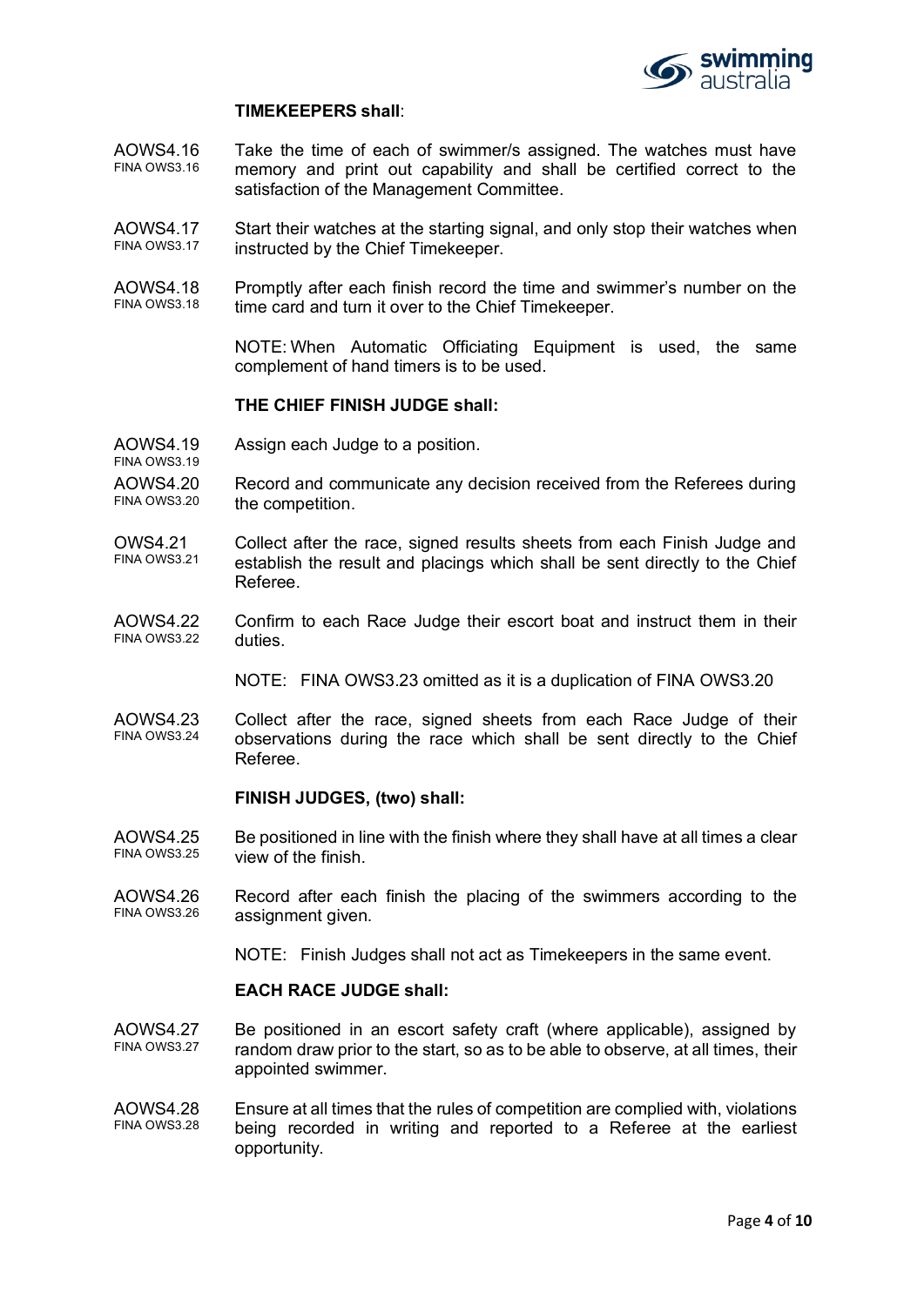**TIMEKEEPERS shall**:

AOWS4.16
FINA OWS3.16

Take the time of each of swimmer/s assigned. The watches must have memory and print out capability and shall be certified correct to the satisfaction of the Management Committee.

AOWS4.17
FINA OWS3.17

Start their watches at the starting signal, and only stop their watches when instructed by the Chief Timekeeper.

AOWS4.18
FINA OWS3.18

Promptly after each finish record the time and swimmer's number on the time card and turn it over to the Chief Timekeeper.

NOTE: When Automatic Officiating Equipment is used, the same complement of hand timers is to be used.

**THE CHIEF FINISH JUDGE shall:**

AOWS4.19
FINA OWS3.19

Assign each Judge to a position.

AOWS4.20
FINA OWS3.20

Record and communicate any decision received from the Referees during the competition.

OWS4.21
FINA OWS3.21

Collect after the race, signed results sheets from each Finish Judge and establish the result and placings which shall be sent directly to the Chief Referee.

AOWS4.22
FINA OWS3.22

Confirm to each Race Judge their escort boat and instruct them in their duties.

NOTE: FINA OWS3.23 omitted as it is a duplication of FINA OWS3.20

AOWS4.23
FINA OWS3.24

Collect after the race, signed sheets from each Race Judge of their observations during the race which shall be sent directly to the Chief Referee.

**FINISH JUDGES, (two) shall:**

AOWS4.25
FINA OWS3.25

Be positioned in line with the finish where they shall have at all times a clear view of the finish.

AOWS4.26
FINA OWS3.26

Record after each finish the placing of the swimmers according to the assignment given.

NOTE: Finish Judges shall not act as Timekeepers in the same event.

**EACH RACE JUDGE shall:**

AOWS4.27
FINA OWS3.27

Be positioned in an escort safety craft (where applicable), assigned by random draw prior to the start, so as to be able to observe, at all times, their appointed swimmer.

AOWS4.28
FINA OWS3.28

Ensure at all times that the rules of competition are complied with, violations being recorded in writing and reported to a Referee at the earliest opportunity.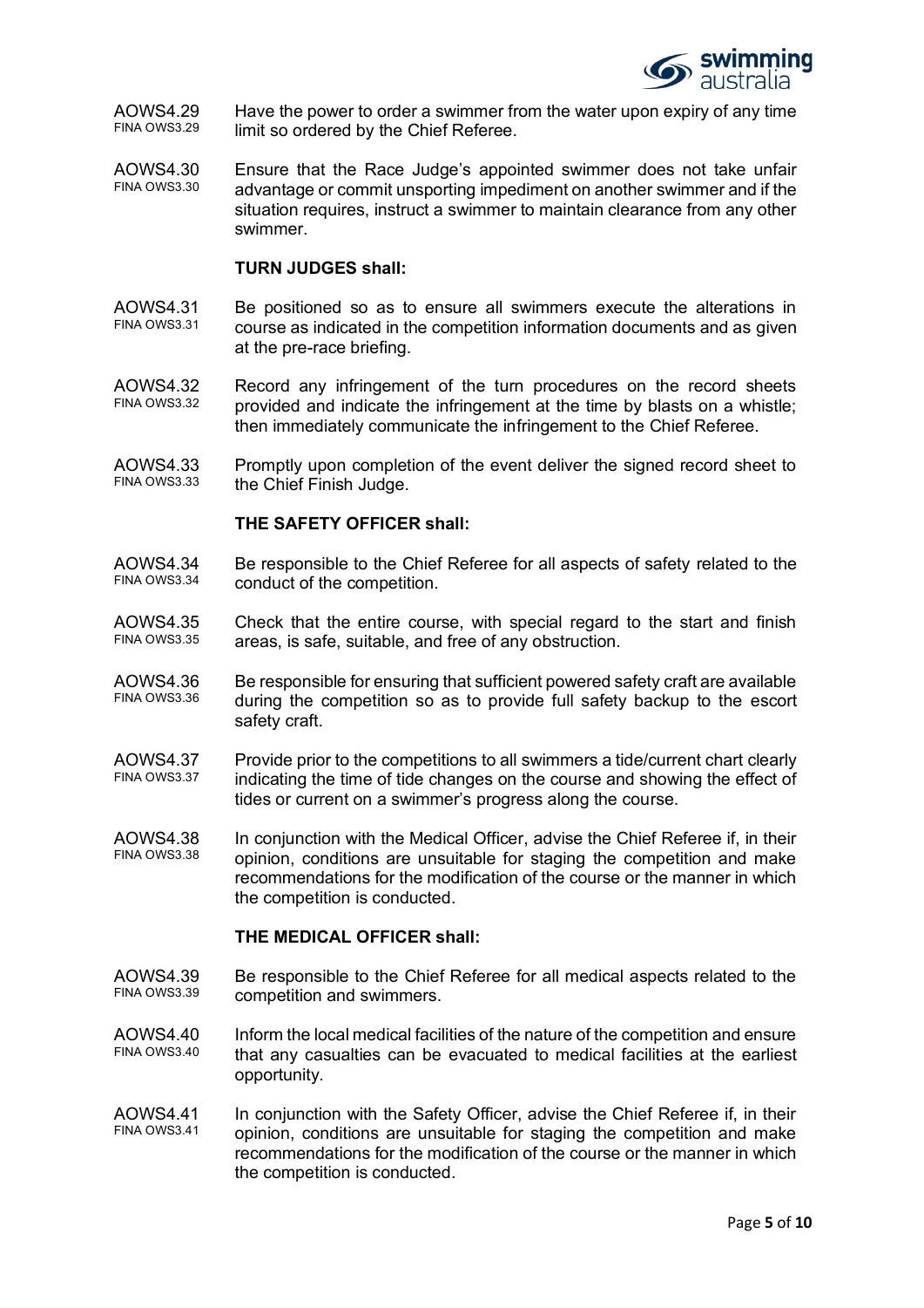AOWS4.29
FINA OWS3.29

Have the power to order a swimmer from the water upon expiry of any time limit so ordered by the Chief Referee.

AOWS4.30
FINA OWS3.30

Ensure that the Race Judge's appointed swimmer does not take unfair advantage or commit unsporting impediment on another swimmer and if the situation requires, instruct a swimmer to maintain clearance from any other swimmer.

**TURN JUDGES shall:**

AOWS4.31
FINA OWS3.31

Be positioned so as to ensure all swimmers execute the alterations in course as indicated in the competition information documents and as given at the pre-race briefing.

AOWS4.32
FINA OWS3.32

Record any infringement of the turn procedures on the record sheets provided and indicate the infringement at the time by blasts on a whistle; then immediately communicate the infringement to the Chief Referee.

AOWS4.33
FINA OWS3.33

Promptly upon completion of the event deliver the signed record sheet to the Chief Finish Judge.

**THE SAFETY OFFICER shall:**

AOWS4.34
FINA OWS3.34

Be responsible to the Chief Referee for all aspects of safety related to the conduct of the competition.

AOWS4.35
FINA OWS3.35

Check that the entire course, with special regard to the start and finish areas, is safe, suitable, and free of any obstruction.

AOWS4.36
FINA OWS3.36

Be responsible for ensuring that sufficient powered safety craft are available during the competition so as to provide full safety backup to the escort safety craft.

AOWS4.37
FINA OWS3.37

Provide prior to the competitions to all swimmers a tide/current chart clearly indicating the time of tide changes on the course and showing the effect of tides or current on a swimmer's progress along the course.

AOWS4.38
FINA OWS3.38

In conjunction with the Medical Officer, advise the Chief Referee if, in their opinion, conditions are unsuitable for staging the competition and make recommendations for the modification of the course or the manner in which the competition is conducted.

**THE MEDICAL OFFICER shall:**

AOWS4.39
FINA OWS3.39

Be responsible to the Chief Referee for all medical aspects related to the competition and swimmers.

AOWS4.40
FINA OWS3.40

Inform the local medical facilities of the nature of the competition and ensure that any casualties can be evacuated to medical facilities at the earliest opportunity.

AOWS4.41
FINA OWS3.41

In conjunction with the Safety Officer, advise the Chief Referee if, in their opinion, conditions are unsuitable for staging the competition and make recommendations for the modification of the course or the manner in which the competition is conducted.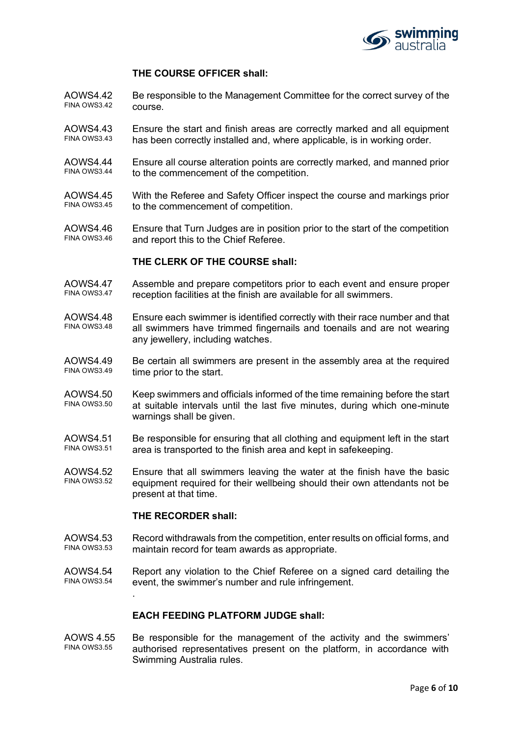### THE COURSE OFFICER shall:

**AOWS4.42** (FINA OWS3.42) Be responsible to the Management Committee for the correct survey of the course.

**AOWS4.43** (FINA OWS3.43) Ensure the start and finish areas are correctly marked and all equipment has been correctly installed and, where applicable, is in working order.

**AOWS4.44** (FINA OWS3.44) Ensure all course alteration points are correctly marked, and manned prior to the commencement of the competition.

**AOWS4.45** (FINA OWS3.45) With the Referee and Safety Officer inspect the course and markings prior to the commencement of competition.

**AOWS4.46** (FINA OWS3.46) Ensure that Turn Judges are in position prior to the start of the competition and report this to the Chief Referee.

### THE CLERK OF THE COURSE shall:

**AOWS4.47** (FINA OWS3.47) Assemble and prepare competitors prior to each event and ensure proper reception facilities at the finish are available for all swimmers.

**AOWS4.48** (FINA OWS3.48) Ensure each swimmer is identified correctly with their race number and that all swimmers have trimmed fingernails and toenails and are not wearing any jewellery, including watches.

**AOWS4.49** (FINA OWS3.49) Be certain all swimmers are present in the assembly area at the required time prior to the start.

**AOWS4.50** (FINA OWS3.50) Keep swimmers and officials informed of the time remaining before the start at suitable intervals until the last five minutes, during which one-minute warnings shall be given.

**AOWS4.51** (FINA OWS3.51) Be responsible for ensuring that all clothing and equipment left in the start area is transported to the finish area and kept in safekeeping.

**AOWS4.52** (FINA OWS3.52) Ensure that all swimmers leaving the water at the finish have the basic equipment required for their wellbeing should their own attendants not be present at that time.

### THE RECORDER shall:

**AOWS4.53** (FINA OWS3.53) Record withdrawals from the competition, enter results on official forms, and maintain record for team awards as appropriate.

**AOWS4.54** (FINA OWS3.54) Report any violation to the Chief Referee on a signed card detailing the event, the swimmer's number and rule infringement.

### EACH FEEDING PLATFORM JUDGE shall:

**AOWS 4.55** (FINA OWS3.55) Be responsible for the management of the activity and the swimmers' authorised representatives present on the platform, in accordance with Swimming Australia rules.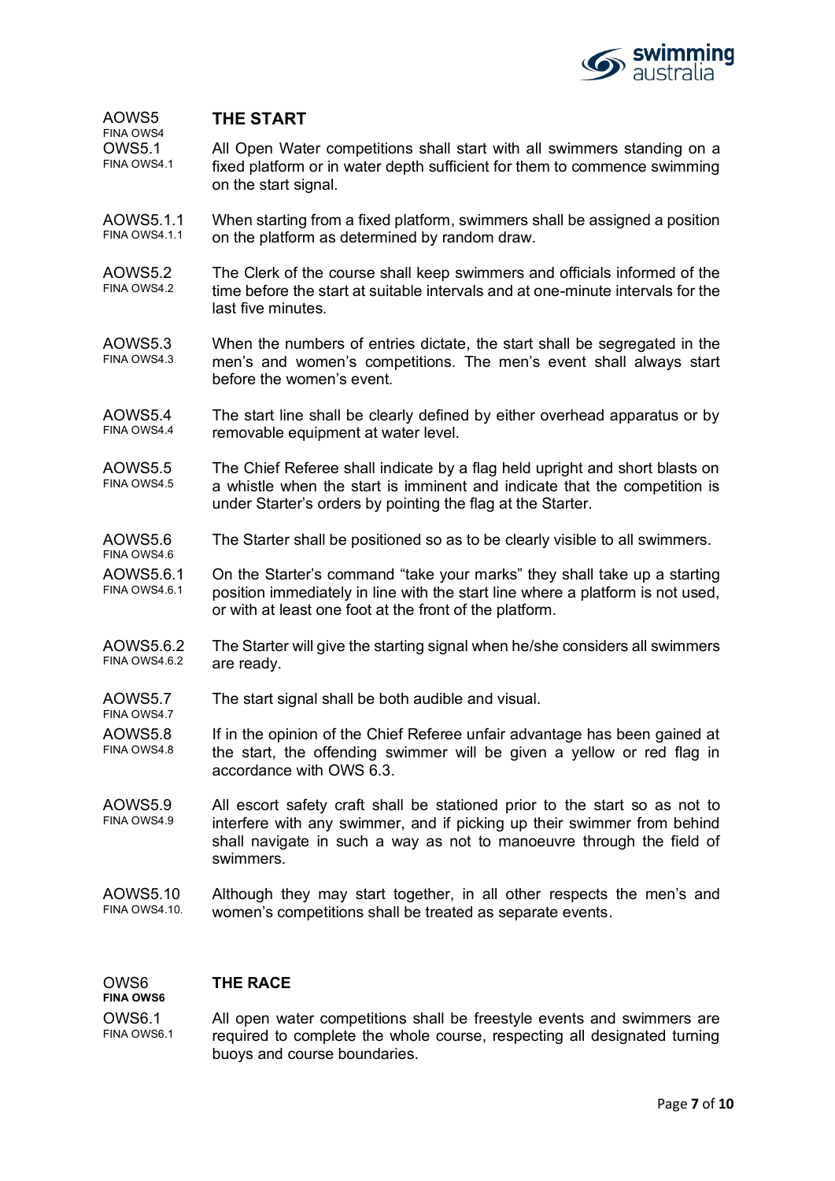## AOWS5 THE START

FINA OWS4

**OWS5.1** (FINA OWS4.1) All Open Water competitions shall start with all swimmers standing on a fixed platform or in water depth sufficient for them to commence swimming on the start signal.

**AOWS5.1.1** (FINA OWS4.1.1) When starting from a fixed platform, swimmers shall be assigned a position on the platform as determined by random draw.

**AOWS5.2** (FINA OWS4.2) The Clerk of the course shall keep swimmers and officials informed of the time before the start at suitable intervals and at one-minute intervals for the last five minutes.

**AOWS5.3** (FINA OWS4.3) When the numbers of entries dictate, the start shall be segregated in the men's and women's competitions. The men's event shall always start before the women's event.

**AOWS5.4** (FINA OWS4.4) The start line shall be clearly defined by either overhead apparatus or by removable equipment at water level.

**AOWS5.5** (FINA OWS4.5) The Chief Referee shall indicate by a flag held upright and short blasts on a whistle when the start is imminent and indicate that the competition is under Starter's orders by pointing the flag at the Starter.

**AOWS5.6** (FINA OWS4.6) The Starter shall be positioned so as to be clearly visible to all swimmers.

**AOWS5.6.1** (FINA OWS4.6.1) On the Starter's command "take your marks" they shall take up a starting position immediately in line with the start line where a platform is not used, or with at least one foot at the front of the platform.

**AOWS5.6.2** (FINA OWS4.6.2) The Starter will give the starting signal when he/she considers all swimmers are ready.

**AOWS5.7** (FINA OWS4.7) The start signal shall be both audible and visual.

**AOWS5.8** (FINA OWS4.8) If in the opinion of the Chief Referee unfair advantage has been gained at the start, the offending swimmer will be given a yellow or red flag in accordance with OWS 6.3.

**AOWS5.9** (FINA OWS4.9) All escort safety craft shall be stationed prior to the start so as not to interfere with any swimmer, and if picking up their swimmer from behind shall navigate in such a way as not to manoeuvre through the field of swimmers.

**AOWS5.10** (FINA OWS4.10.) Although they may start together, in all other respects the men's and women's competitions shall be treated as separate events.

## OWS6 THE RACE

**FINA OWS6**

**OWS6.1** (FINA OWS6.1) All open water competitions shall be freestyle events and swimmers are required to complete the whole course, respecting all designated turning buoys and course boundaries.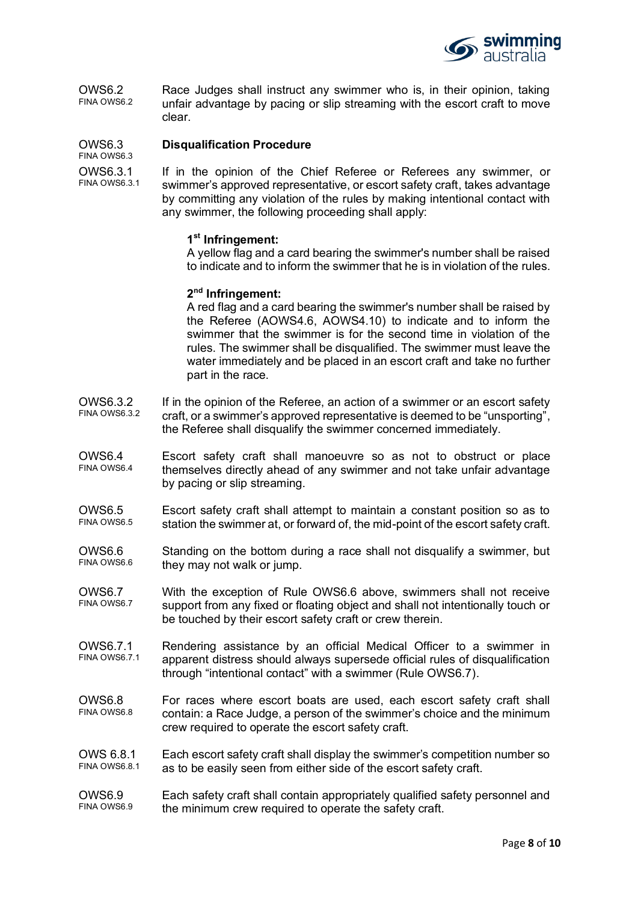OWS6.2
FINA OWS6.2

Race Judges shall instruct any swimmer who is, in their opinion, taking unfair advantage by pacing or slip streaming with the escort craft to move clear.

OWS6.3
FINA OWS6.3

**Disqualification Procedure**

OWS6.3.1
FINA OWS6.3.1

If in the opinion of the Chief Referee or Referees any swimmer, or swimmer's approved representative, or escort safety craft, takes advantage by committing any violation of the rules by making intentional contact with any swimmer, the following proceeding shall apply:

**1st Infringement:**
A yellow flag and a card bearing the swimmer's number shall be raised to indicate and to inform the swimmer that he is in violation of the rules.

**2nd Infringement:**
A red flag and a card bearing the swimmer's number shall be raised by the Referee (AOWS4.6, AOWS4.10) to indicate and to inform the swimmer that the swimmer is for the second time in violation of the rules. The swimmer shall be disqualified. The swimmer must leave the water immediately and be placed in an escort craft and take no further part in the race.

OWS6.3.2
FINA OWS6.3.2

If in the opinion of the Referee, an action of a swimmer or an escort safety craft, or a swimmer's approved representative is deemed to be "unsporting", the Referee shall disqualify the swimmer concerned immediately.

OWS6.4
FINA OWS6.4

Escort safety craft shall manoeuvre so as not to obstruct or place themselves directly ahead of any swimmer and not take unfair advantage by pacing or slip streaming.

OWS6.5
FINA OWS6.5

Escort safety craft shall attempt to maintain a constant position so as to station the swimmer at, or forward of, the mid-point of the escort safety craft.

OWS6.6
FINA OWS6.6

Standing on the bottom during a race shall not disqualify a swimmer, but they may not walk or jump.

OWS6.7
FINA OWS6.7

With the exception of Rule OWS6.6 above, swimmers shall not receive support from any fixed or floating object and shall not intentionally touch or be touched by their escort safety craft or crew therein.

OWS6.7.1
FINA OWS6.7.1

Rendering assistance by an official Medical Officer to a swimmer in apparent distress should always supersede official rules of disqualification through "intentional contact" with a swimmer (Rule OWS6.7).

OWS6.8
FINA OWS6.8

For races where escort boats are used, each escort safety craft shall contain: a Race Judge, a person of the swimmer's choice and the minimum crew required to operate the escort safety craft.

OWS 6.8.1
FINA OWS6.8.1

Each escort safety craft shall display the swimmer's competition number so as to be easily seen from either side of the escort safety craft.

OWS6.9
FINA OWS6.9

Each safety craft shall contain appropriately qualified safety personnel and the minimum crew required to operate the safety craft.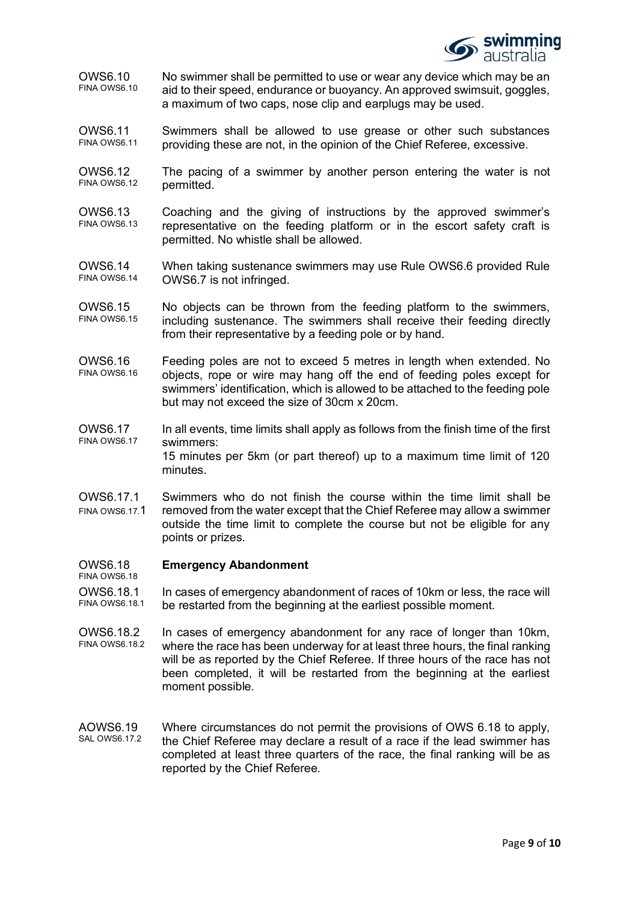**OWS6.10**
FINA OWS6.10

No swimmer shall be permitted to use or wear any device which may be an aid to their speed, endurance or buoyancy. An approved swimsuit, goggles, a maximum of two caps, nose clip and earplugs may be used.

**OWS6.11**
FINA OWS6.11

Swimmers shall be allowed to use grease or other such substances providing these are not, in the opinion of the Chief Referee, excessive.

**OWS6.12**
FINA OWS6.12

The pacing of a swimmer by another person entering the water is not permitted.

**OWS6.13**
FINA OWS6.13

Coaching and the giving of instructions by the approved swimmer's representative on the feeding platform or in the escort safety craft is permitted. No whistle shall be allowed.

**OWS6.14**
FINA OWS6.14

When taking sustenance swimmers may use Rule OWS6.6 provided Rule OWS6.7 is not infringed.

**OWS6.15**
FINA OWS6.15

No objects can be thrown from the feeding platform to the swimmers, including sustenance. The swimmers shall receive their feeding directly from their representative by a feeding pole or by hand.

**OWS6.16**
FINA OWS6.16

Feeding poles are not to exceed 5 metres in length when extended. No objects, rope or wire may hang off the end of feeding poles except for swimmers' identification, which is allowed to be attached to the feeding pole but may not exceed the size of 30cm x 20cm.

**OWS6.17**
FINA OWS6.17

In all events, time limits shall apply as follows from the finish time of the first swimmers:
15 minutes per 5km (or part thereof) up to a maximum time limit of 120 minutes.

**OWS6.17.1**
FINA OWS6.17.1

Swimmers who do not finish the course within the time limit shall be removed from the water except that the Chief Referee may allow a swimmer outside the time limit to complete the course but not be eligible for any points or prizes.

**OWS6.18**
FINA OWS6.18

**Emergency Abandonment**

**OWS6.18.1**
FINA OWS6.18.1

In cases of emergency abandonment of races of 10km or less, the race will be restarted from the beginning at the earliest possible moment.

**OWS6.18.2**
FINA OWS6.18.2

In cases of emergency abandonment for any race of longer than 10km, where the race has been underway for at least three hours, the final ranking will be as reported by the Chief Referee. If three hours of the race has not been completed, it will be restarted from the beginning at the earliest moment possible.

**AOWS6.19**
SAL OWS6.17.2

Where circumstances do not permit the provisions of OWS 6.18 to apply, the Chief Referee may declare a result of a race if the lead swimmer has completed at least three quarters of the race, the final ranking will be as reported by the Chief Referee.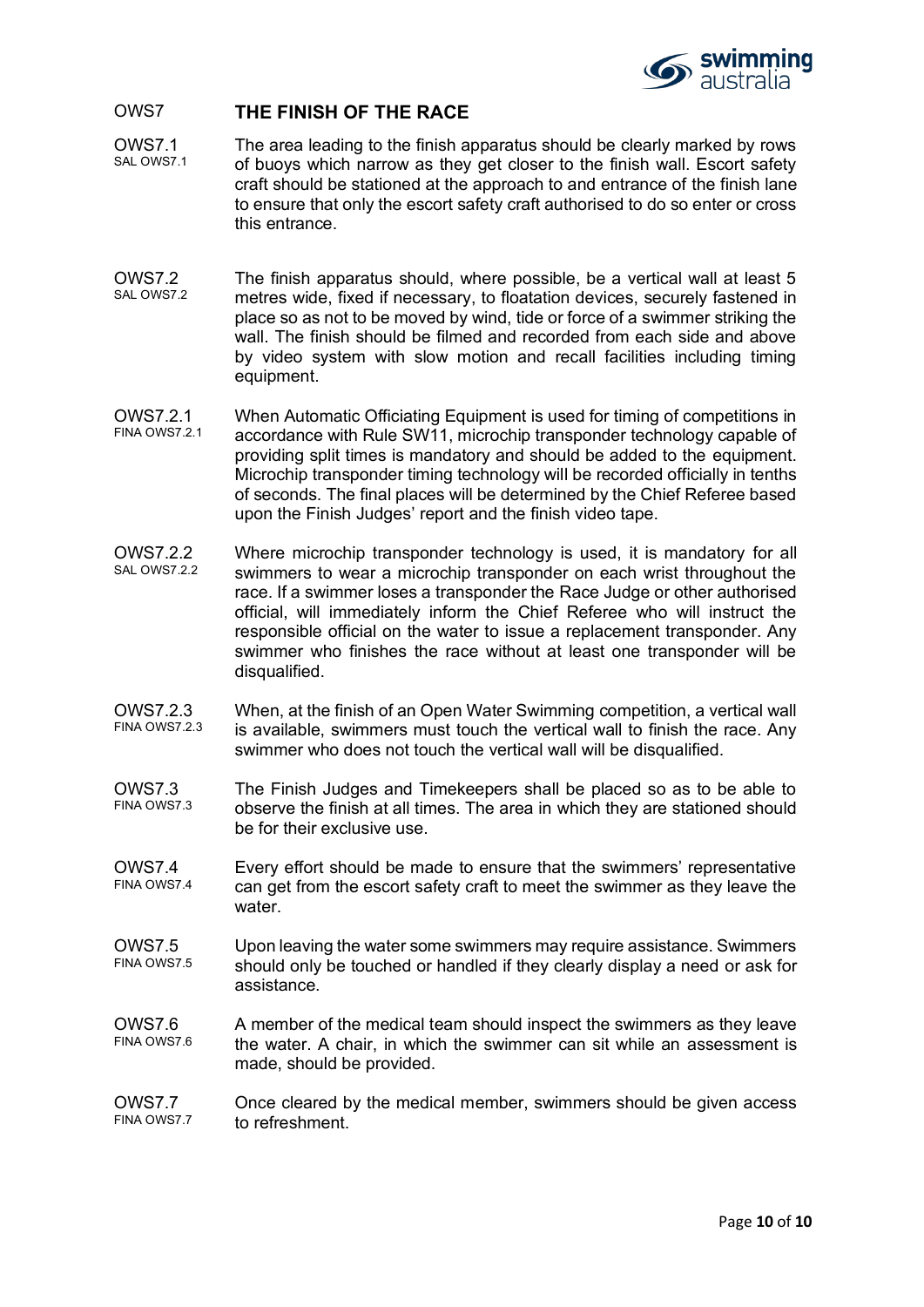## OWS7 THE FINISH OF THE RACE

**OWS7.1** SAL OWS7.1

The area leading to the finish apparatus should be clearly marked by rows of buoys which narrow as they get closer to the finish wall. Escort safety craft should be stationed at the approach to and entrance of the finish lane to ensure that only the escort safety craft authorised to do so enter or cross this entrance.

**OWS7.2** SAL OWS7.2

The finish apparatus should, where possible, be a vertical wall at least 5 metres wide, fixed if necessary, to floatation devices, securely fastened in place so as not to be moved by wind, tide or force of a swimmer striking the wall. The finish should be filmed and recorded from each side and above by video system with slow motion and recall facilities including timing equipment.

**OWS7.2.1** FINA OWS7.2.1

When Automatic Officiating Equipment is used for timing of competitions in accordance with Rule SW11, microchip transponder technology capable of providing split times is mandatory and should be added to the equipment. Microchip transponder timing technology will be recorded officially in tenths of seconds. The final places will be determined by the Chief Referee based upon the Finish Judges' report and the finish video tape.

**OWS7.2.2** SAL OWS7.2.2

Where microchip transponder technology is used, it is mandatory for all swimmers to wear a microchip transponder on each wrist throughout the race. If a swimmer loses a transponder the Race Judge or other authorised official, will immediately inform the Chief Referee who will instruct the responsible official on the water to issue a replacement transponder. Any swimmer who finishes the race without at least one transponder will be disqualified.

**OWS7.2.3** FINA OWS7.2.3

When, at the finish of an Open Water Swimming competition, a vertical wall is available, swimmers must touch the vertical wall to finish the race. Any swimmer who does not touch the vertical wall will be disqualified.

**OWS7.3** FINA OWS7.3

The Finish Judges and Timekeepers shall be placed so as to be able to observe the finish at all times. The area in which they are stationed should be for their exclusive use.

**OWS7.4** FINA OWS7.4

Every effort should be made to ensure that the swimmers' representative can get from the escort safety craft to meet the swimmer as they leave the water.

**OWS7.5** FINA OWS7.5

Upon leaving the water some swimmers may require assistance. Swimmers should only be touched or handled if they clearly display a need or ask for assistance.

**OWS7.6** FINA OWS7.6

A member of the medical team should inspect the swimmers as they leave the water. A chair, in which the swimmer can sit while an assessment is made, should be provided.

**OWS7.7** FINA OWS7.7

Once cleared by the medical member, swimmers should be given access to refreshment.